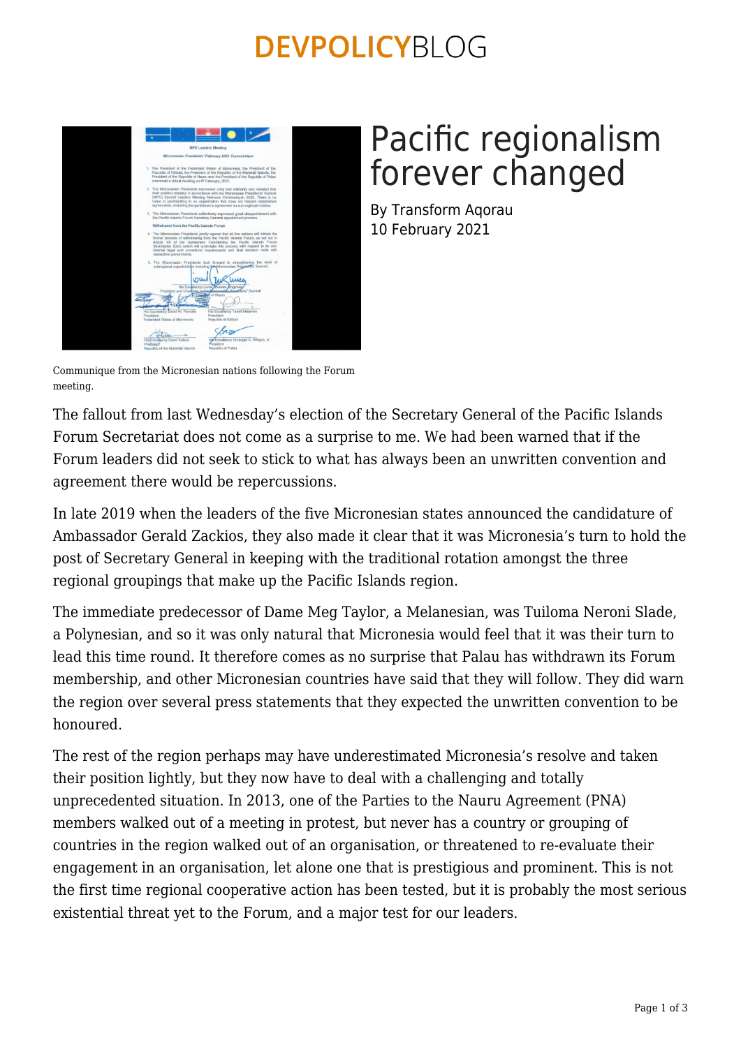# Pacific regionalism forever changed

By Transform Aqorau
10 February 2021

Communique from the Micronesian nations following the Forum meeting.

The fallout from last Wednesday's election of the Secretary General of the Pacific Islands Forum Secretariat does not come as a surprise to me. We had been warned that if the Forum leaders did not seek to stick to what has always been an unwritten convention and agreement there would be repercussions.

In late 2019 when the leaders of the five Micronesian states announced the candidature of Ambassador Gerald Zackios, they also made it clear that it was Micronesia's turn to hold the post of Secretary General in keeping with the traditional rotation amongst the three regional groupings that make up the Pacific Islands region.

The immediate predecessor of Dame Meg Taylor, a Melanesian, was Tuiloma Neroni Slade, a Polynesian, and so it was only natural that Micronesia would feel that it was their turn to lead this time round. It therefore comes as no surprise that Palau has withdrawn its Forum membership, and other Micronesian countries have said that they will follow. They did warn the region over several press statements that they expected the unwritten convention to be honoured.

The rest of the region perhaps may have underestimated Micronesia's resolve and taken their position lightly, but they now have to deal with a challenging and totally unprecedented situation. In 2013, one of the Parties to the Nauru Agreement (PNA) members walked out of a meeting in protest, but never has a country or grouping of countries in the region walked out of an organisation, or threatened to re-evaluate their engagement in an organisation, let alone one that is prestigious and prominent. This is not the first time regional cooperative action has been tested, but it is probably the most serious existential threat yet to the Forum, and a major test for our leaders.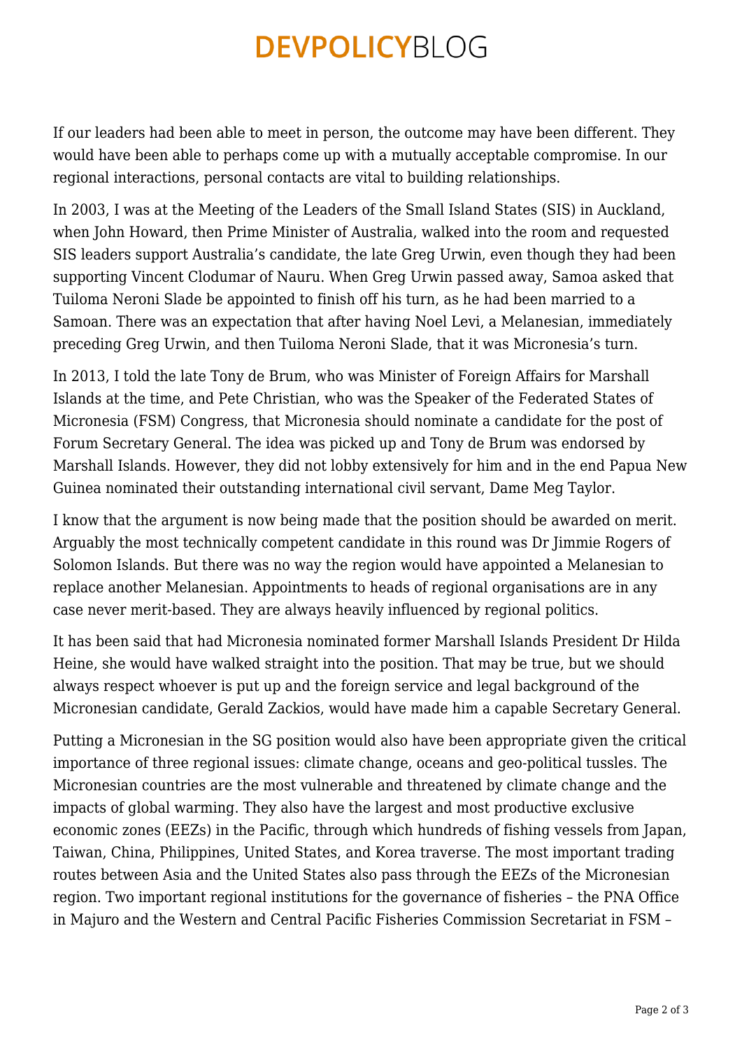If our leaders had been able to meet in person, the outcome may have been different. They would have been able to perhaps come up with a mutually acceptable compromise. In our regional interactions, personal contacts are vital to building relationships.

In 2003, I was at the Meeting of the Leaders of the Small Island States (SIS) in Auckland, when John Howard, then Prime Minister of Australia, walked into the room and requested SIS leaders support Australia's candidate, the late Greg Urwin, even though they had been supporting Vincent Clodumar of Nauru. When Greg Urwin passed away, Samoa asked that Tuiloma Neroni Slade be appointed to finish off his turn, as he had been married to a Samoan. There was an expectation that after having Noel Levi, a Melanesian, immediately preceding Greg Urwin, and then Tuiloma Neroni Slade, that it was Micronesia's turn.

In 2013, I told the late Tony de Brum, who was Minister of Foreign Affairs for Marshall Islands at the time, and Pete Christian, who was the Speaker of the Federated States of Micronesia (FSM) Congress, that Micronesia should nominate a candidate for the post of Forum Secretary General. The idea was picked up and Tony de Brum was endorsed by Marshall Islands. However, they did not lobby extensively for him and in the end Papua New Guinea nominated their outstanding international civil servant, Dame Meg Taylor.

I know that the argument is now being made that the position should be awarded on merit. Arguably the most technically competent candidate in this round was Dr Jimmie Rogers of Solomon Islands. But there was no way the region would have appointed a Melanesian to replace another Melanesian. Appointments to heads of regional organisations are in any case never merit-based. They are always heavily influenced by regional politics.

It has been said that had Micronesia nominated former Marshall Islands President Dr Hilda Heine, she would have walked straight into the position. That may be true, but we should always respect whoever is put up and the foreign service and legal background of the Micronesian candidate, Gerald Zackios, would have made him a capable Secretary General.

Putting a Micronesian in the SG position would also have been appropriate given the critical importance of three regional issues: climate change, oceans and geo-political tussles. The Micronesian countries are the most vulnerable and threatened by climate change and the impacts of global warming. They also have the largest and most productive exclusive economic zones (EEZs) in the Pacific, through which hundreds of fishing vessels from Japan, Taiwan, China, Philippines, United States, and Korea traverse. The most important trading routes between Asia and the United States also pass through the EEZs of the Micronesian region. Two important regional institutions for the governance of fisheries – the PNA Office in Majuro and the Western and Central Pacific Fisheries Commission Secretariat in FSM –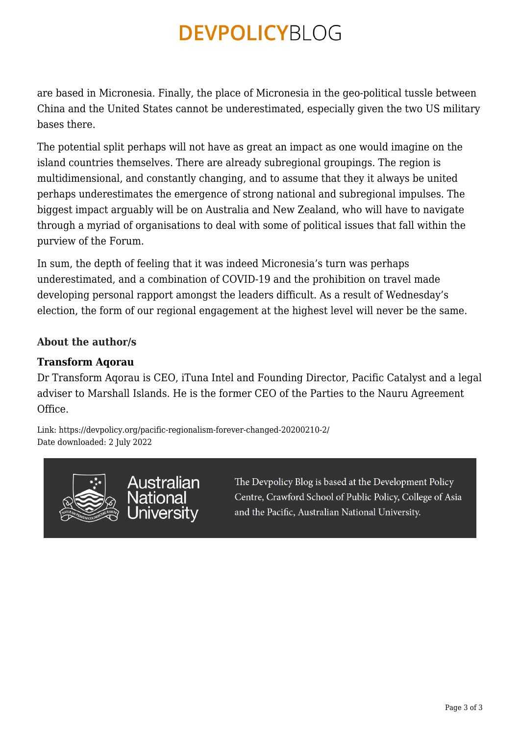are based in Micronesia. Finally, the place of Micronesia in the geo-political tussle between China and the United States cannot be underestimated, especially given the two US military bases there.

The potential split perhaps will not have as great an impact as one would imagine on the island countries themselves. There are already subregional groupings. The region is multidimensional, and constantly changing, and to assume that they it always be united perhaps underestimates the emergence of strong national and subregional impulses. The biggest impact arguably will be on Australia and New Zealand, who will have to navigate through a myriad of organisations to deal with some of political issues that fall within the purview of the Forum.

In sum, the depth of feeling that it was indeed Micronesia's turn was perhaps underestimated, and a combination of COVID-19 and the prohibition on travel made developing personal rapport amongst the leaders difficult. As a result of Wednesday's election, the form of our regional engagement at the highest level will never be the same.

### About the author/s

**Transform Aqorau**

Dr Transform Aqorau is CEO, iTuna Intel and Founding Director, Pacific Catalyst and a legal adviser to Marshall Islands. He is the former CEO of the Parties to the Nauru Agreement Office.

Link: https://devpolicy.org/pacific-regionalism-forever-changed-20200210-2/
Date downloaded: 2 July 2022

Australian National University

The Devpolicy Blog is based at the Development Policy Centre, Crawford School of Public Policy, College of Asia and the Pacific, Australian National University.